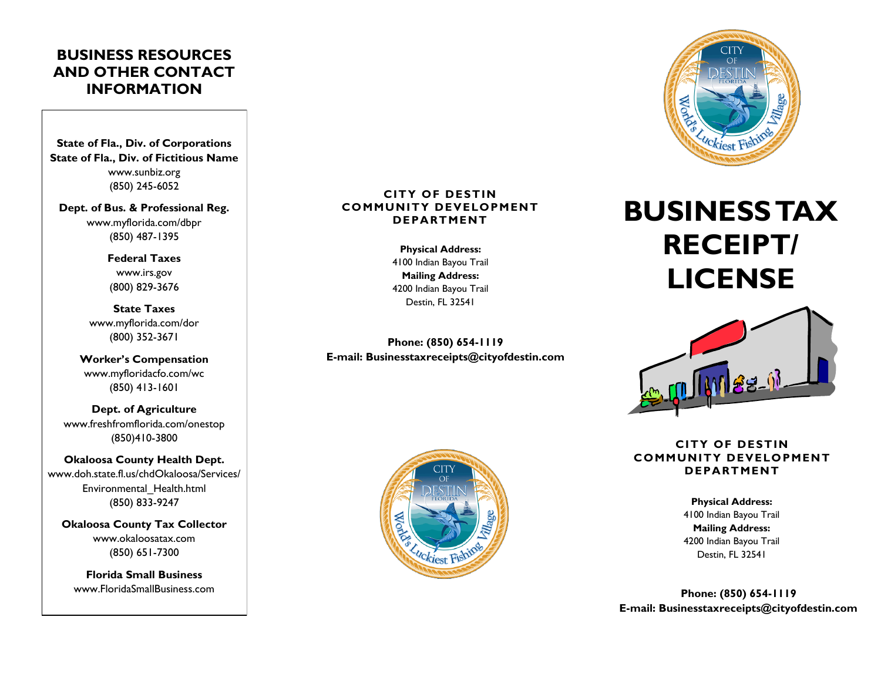## BUSINESS RESOURCES AND OTHER CONTACT INFORMATION

**State of Fla., Div. of Corporations**
**State of Fla., Div. of Fictitious Name**
www.sunbiz.org
(850) 245-6052

**Dept. of Bus. & Professional Reg.**
www.myflorida.com/dbpr
(850) 487-1395

**Federal Taxes**
www.irs.gov
(800) 829-3676

**State Taxes**
www.myflorida.com/dor
(800) 352-3671

**Worker's Compensation**
www.myfloridacfo.com/wc
(850) 413-1601

**Dept. of Agriculture**
www.freshfromflorida.com/onestop
(850)410-3800

**Okaloosa County Health Dept.**
www.doh.state.fl.us/chdOkaloosa/Services/Environmental_Health.html
(850) 833-9247

**Okaloosa County Tax Collector**
www.okaloosatax.com
(850) 651-7300

**Florida Small Business**
www.FloridaSmallBusiness.com

**CITY OF DESTIN COMMUNITY DEVELOPMENT DEPARTMENT**

**Physical Address:**
4100 Indian Bayou Trail
**Mailing Address:**
4200 Indian Bayou Trail
Destin, FL 32541

**Phone: (850) 654-1119**
**E-mail: Businesstaxreceipts@cityofdestin.com**

# BUSINESS TAX RECEIPT/ LICENSE

**CITY OF DESTIN COMMUNITY DEVELOPMENT DEPARTMENT**

**Physical Address:**
4100 Indian Bayou Trail
**Mailing Address:**
4200 Indian Bayou Trail
Destin, FL 32541

**Phone: (850) 654-1119**
**E-mail: Businesstaxreceipts@cityofdestin.com**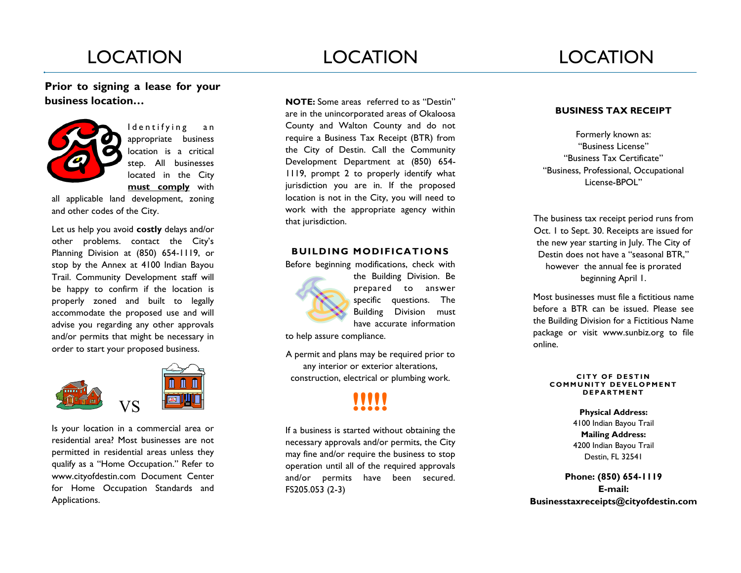# LOCATION

## Prior to signing a lease for your business location…

Identifying an appropriate business location is a critical step. All businesses located in the City **must comply** with all applicable land development, zoning and other codes of the City.

Let us help you avoid **costly** delays and/or other problems. contact the City's Planning Division at (850) 654-1119, or stop by the Annex at 4100 Indian Bayou Trail. Community Development staff will be happy to confirm if the location is properly zoned and built to legally accommodate the proposed use and will advise you regarding any other approvals and/or permits that might be necessary in order to start your proposed business.

VS

Is your location in a commercial area or residential area? Most businesses are not permitted in residential areas unless they qualify as a "Home Occupation." Refer to www.cityofdestin.com Document Center for Home Occupation Standards and Applications.

# LOCATION

**NOTE:** Some areas referred to as "Destin" are in the unincorporated areas of Okaloosa County and Walton County and do not require a Business Tax Receipt (BTR) from the City of Destin. Call the Community Development Department at (850) 654-1119, prompt 2 to properly identify what jurisdiction you are in. If the proposed location is not in the City, you will need to work with the appropriate agency within that jurisdiction.

## BUILDING MODIFICATIONS

Before beginning modifications, check with the Building Division. Be prepared to answer specific questions. The Building Division must have accurate information to help assure compliance.

A permit and plans may be required prior to any interior or exterior alterations, construction, electrical or plumbing work.

!!!!!

If a business is started without obtaining the necessary approvals and/or permits, the City may fine and/or require the business to stop operation until all of the required approvals and/or permits have been secured. FS205.053 (2-3)

# LOCATION

## BUSINESS TAX RECEIPT

Formerly known as:
"Business License"
"Business Tax Certificate"
"Business, Professional, Occupational License-BPOL"

The business tax receipt period runs from Oct. 1 to Sept. 30. Receipts are issued for the new year starting in July. The City of Destin does not have a "seasonal BTR," however the annual fee is prorated beginning April 1.

Most businesses must file a fictitious name before a BTR can be issued. Please see the Building Division for a Fictitious Name package or visit www.sunbiz.org to file online.

**CITY OF DESTIN COMMUNITY DEVELOPMENT DEPARTMENT**

**Physical Address:**
4100 Indian Bayou Trail
**Mailing Address:**
4200 Indian Bayou Trail
Destin, FL 32541

**Phone: (850) 654-1119**
**E-mail:**
**Businesstaxreceipts@cityofdestin.com**